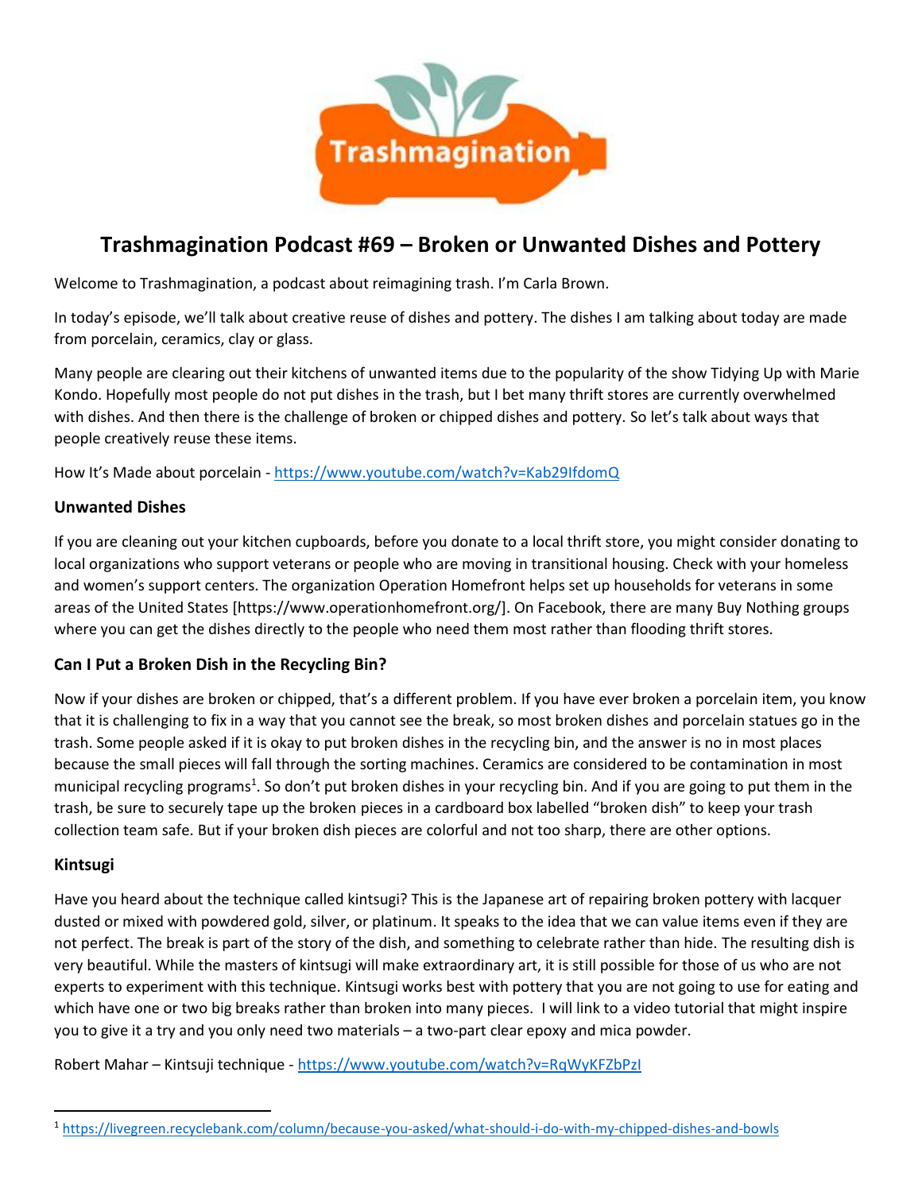# Trashmagination Podcast #69 – Broken or Unwanted Dishes and Pottery

Welcome to Trashmagination, a podcast about reimagining trash. I'm Carla Brown.

In today's episode, we'll talk about creative reuse of dishes and pottery. The dishes I am talking about today are made from porcelain, ceramics, clay or glass.

Many people are clearing out their kitchens of unwanted items due to the popularity of the show Tidying Up with Marie Kondo. Hopefully most people do not put dishes in the trash, but I bet many thrift stores are currently overwhelmed with dishes. And then there is the challenge of broken or chipped dishes and pottery. So let's talk about ways that people creatively reuse these items.

How It's Made about porcelain - https://www.youtube.com/watch?v=Kab29IfdomQ

### Unwanted Dishes

If you are cleaning out your kitchen cupboards, before you donate to a local thrift store, you might consider donating to local organizations who support veterans or people who are moving in transitional housing. Check with your homeless and women's support centers. The organization Operation Homefront helps set up households for veterans in some areas of the United States [https://www.operationhomefront.org/]. On Facebook, there are many Buy Nothing groups where you can get the dishes directly to the people who need them most rather than flooding thrift stores.

### Can I Put a Broken Dish in the Recycling Bin?

Now if your dishes are broken or chipped, that's a different problem. If you have ever broken a porcelain item, you know that it is challenging to fix in a way that you cannot see the break, so most broken dishes and porcelain statues go in the trash. Some people asked if it is okay to put broken dishes in the recycling bin, and the answer is no in most places because the small pieces will fall through the sorting machines. Ceramics are considered to be contamination in most municipal recycling programs[1]. So don't put broken dishes in your recycling bin. And if you are going to put them in the trash, be sure to securely tape up the broken pieces in a cardboard box labelled "broken dish" to keep your trash collection team safe. But if your broken dish pieces are colorful and not too sharp, there are other options.

### Kintsugi

Have you heard about the technique called kintsugi? This is the Japanese art of repairing broken pottery with lacquer dusted or mixed with powdered gold, silver, or platinum. It speaks to the idea that we can value items even if they are not perfect. The break is part of the story of the dish, and something to celebrate rather than hide. The resulting dish is very beautiful. While the masters of kintsugi will make extraordinary art, it is still possible for those of us who are not experts to experiment with this technique. Kintsugi works best with pottery that you are not going to use for eating and which have one or two big breaks rather than broken into many pieces. I will link to a video tutorial that might inspire you to give it a try and you only need two materials – a two-part clear epoxy and mica powder.

Robert Mahar – Kintsuji technique - https://www.youtube.com/watch?v=RqWyKFZbPzI

---

[1] https://livegreen.recyclebank.com/column/because-you-asked/what-should-i-do-with-my-chipped-dishes-and-bowls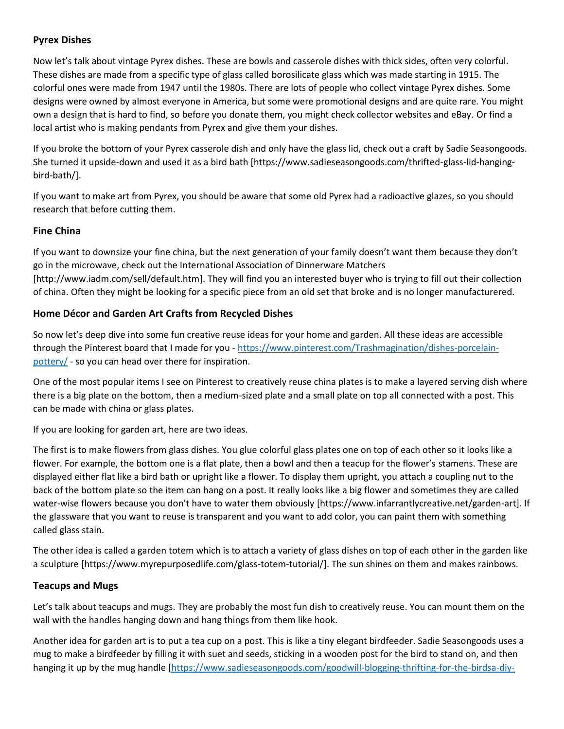**Pyrex Dishes**

Now let's talk about vintage Pyrex dishes. These are bowls and casserole dishes with thick sides, often very colorful. These dishes are made from a specific type of glass called borosilicate glass which was made starting in 1915. The colorful ones were made from 1947 until the 1980s. There are lots of people who collect vintage Pyrex dishes. Some designs were owned by almost everyone in America, but some were promotional designs and are quite rare. You might own a design that is hard to find, so before you donate them, you might check collector websites and eBay. Or find a local artist who is making pendants from Pyrex and give them your dishes.

If you broke the bottom of your Pyrex casserole dish and only have the glass lid, check out a craft by Sadie Seasongoods. She turned it upside-down and used it as a bird bath [https://www.sadieseasongoods.com/thrifted-glass-lid-hanging-bird-bath/].

If you want to make art from Pyrex, you should be aware that some old Pyrex had a radioactive glazes, so you should research that before cutting them.

**Fine China**

If you want to downsize your fine china, but the next generation of your family doesn't want them because they don't go in the microwave, check out the International Association of Dinnerware Matchers [http://www.iadm.com/sell/default.htm]. They will find you an interested buyer who is trying to fill out their collection of china. Often they might be looking for a specific piece from an old set that broke and is no longer manufacturered.

**Home Décor and Garden Art Crafts from Recycled Dishes**

So now let's deep dive into some fun creative reuse ideas for your home and garden. All these ideas are accessible through the Pinterest board that I made for you - [https://www.pinterest.com/Trashmagination/dishes-porcelain-pottery/](https://www.pinterest.com/Trashmagination/dishes-porcelain-pottery/) - so you can head over there for inspiration.

One of the most popular items I see on Pinterest to creatively reuse china plates is to make a layered serving dish where there is a big plate on the bottom, then a medium-sized plate and a small plate on top all connected with a post. This can be made with china or glass plates.

If you are looking for garden art, here are two ideas.

The first is to make flowers from glass dishes. You glue colorful glass plates one on top of each other so it looks like a flower. For example, the bottom one is a flat plate, then a bowl and then a teacup for the flower's stamens. These are displayed either flat like a bird bath or upright like a flower. To display them upright, you attach a coupling nut to the back of the bottom plate so the item can hang on a post. It really looks like a big flower and sometimes they are called water-wise flowers because you don't have to water them obviously [https://www.infarrantlycreative.net/garden-art]. If the glassware that you want to reuse is transparent and you want to add color, you can paint them with something called glass stain.

The other idea is called a garden totem which is to attach a variety of glass dishes on top of each other in the garden like a sculpture [https://www.myrepurposedlife.com/glass-totem-tutorial/]. The sun shines on them and makes rainbows.

**Teacups and Mugs**

Let's talk about teacups and mugs. They are probably the most fun dish to creatively reuse. You can mount them on the wall with the handles hanging down and hang things from them like hook.

Another idea for garden art is to put a tea cup on a post. This is like a tiny elegant birdfeeder. Sadie Seasongoods uses a mug to make a birdfeeder by filling it with suet and seeds, sticking in a wooden post for the bird to stand on, and then hanging it up by the mug handle [https://www.sadieseasongoods.com/goodwill-blogging-thrifting-for-the-birdsa-diy-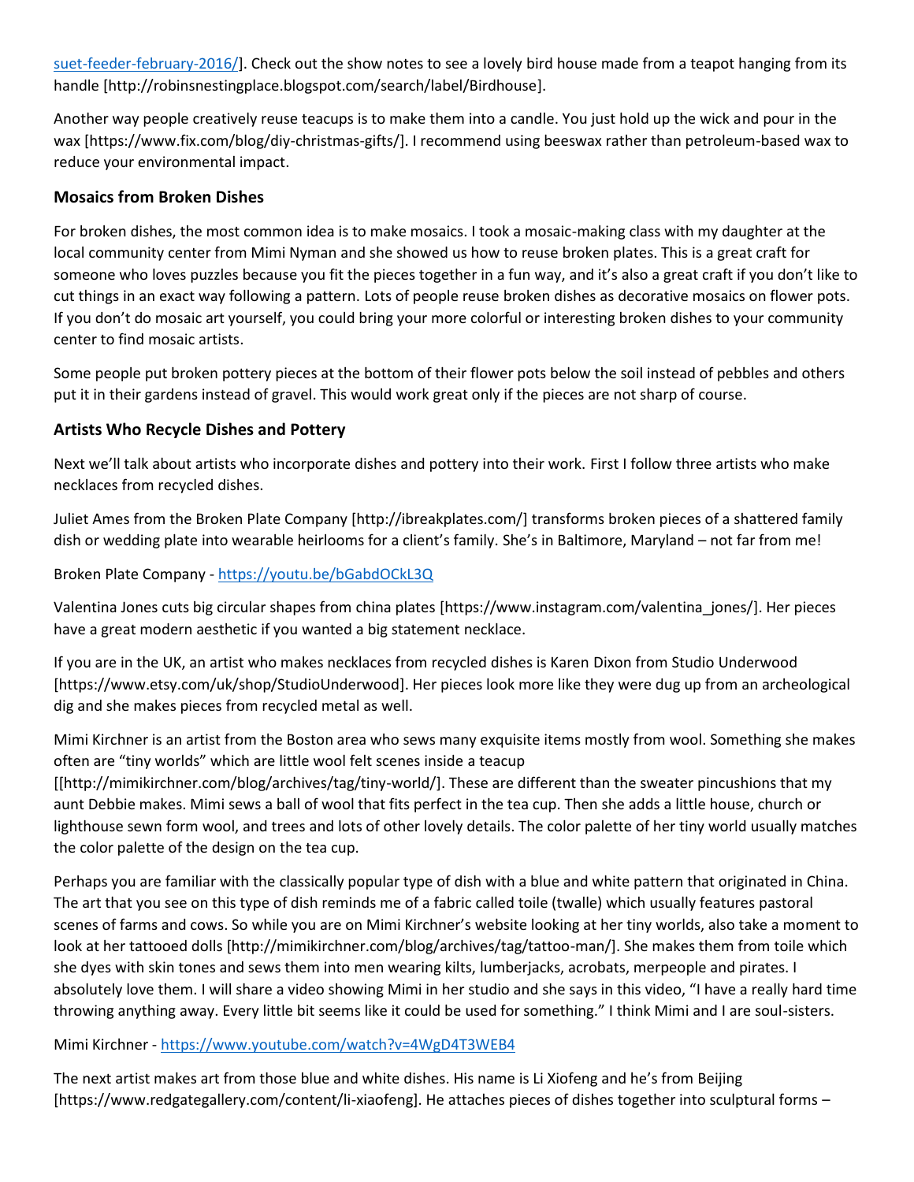suet-feeder-february-2016/]. Check out the show notes to see a lovely bird house made from a teapot hanging from its handle [http://robinsnestingplace.blogspot.com/search/label/Birdhouse].

Another way people creatively reuse teacups is to make them into a candle. You just hold up the wick and pour in the wax [https://www.fix.com/blog/diy-christmas-gifts/]. I recommend using beeswax rather than petroleum-based wax to reduce your environmental impact.

### Mosaics from Broken Dishes

For broken dishes, the most common idea is to make mosaics. I took a mosaic-making class with my daughter at the local community center from Mimi Nyman and she showed us how to reuse broken plates. This is a great craft for someone who loves puzzles because you fit the pieces together in a fun way, and it's also a great craft if you don't like to cut things in an exact way following a pattern. Lots of people reuse broken dishes as decorative mosaics on flower pots. If you don't do mosaic art yourself, you could bring your more colorful or interesting broken dishes to your community center to find mosaic artists.

Some people put broken pottery pieces at the bottom of their flower pots below the soil instead of pebbles and others put it in their gardens instead of gravel. This would work great only if the pieces are not sharp of course.

### Artists Who Recycle Dishes and Pottery

Next we'll talk about artists who incorporate dishes and pottery into their work. First I follow three artists who make necklaces from recycled dishes.

Juliet Ames from the Broken Plate Company [http://ibreakplates.com/] transforms broken pieces of a shattered family dish or wedding plate into wearable heirlooms for a client's family. She's in Baltimore, Maryland – not far from me!

Broken Plate Company - https://youtu.be/bGabdOCkL3Q

Valentina Jones cuts big circular shapes from china plates [https://www.instagram.com/valentina_jones/]. Her pieces have a great modern aesthetic if you wanted a big statement necklace.

If you are in the UK, an artist who makes necklaces from recycled dishes is Karen Dixon from Studio Underwood [https://www.etsy.com/uk/shop/StudioUnderwood]. Her pieces look more like they were dug up from an archeological dig and she makes pieces from recycled metal as well.

Mimi Kirchner is an artist from the Boston area who sews many exquisite items mostly from wool. Something she makes often are "tiny worlds" which are little wool felt scenes inside a teacup [[http://mimikirchner.com/blog/archives/tag/tiny-world/]. These are different than the sweater pincushions that my aunt Debbie makes. Mimi sews a ball of wool that fits perfect in the tea cup. Then she adds a little house, church or lighthouse sewn form wool, and trees and lots of other lovely details. The color palette of her tiny world usually matches the color palette of the design on the tea cup.

Perhaps you are familiar with the classically popular type of dish with a blue and white pattern that originated in China. The art that you see on this type of dish reminds me of a fabric called toile (twalle) which usually features pastoral scenes of farms and cows. So while you are on Mimi Kirchner's website looking at her tiny worlds, also take a moment to look at her tattooed dolls [http://mimikirchner.com/blog/archives/tag/tattoo-man/]. She makes them from toile which she dyes with skin tones and sews them into men wearing kilts, lumberjacks, acrobats, merpeople and pirates. I absolutely love them. I will share a video showing Mimi in her studio and she says in this video, "I have a really hard time throwing anything away. Every little bit seems like it could be used for something." I think Mimi and I are soul-sisters.

Mimi Kirchner - https://www.youtube.com/watch?v=4WgD4T3WEB4

The next artist makes art from those blue and white dishes. His name is Li Xiofeng and he's from Beijing [https://www.redgategallery.com/content/li-xiaofeng]. He attaches pieces of dishes together into sculptural forms –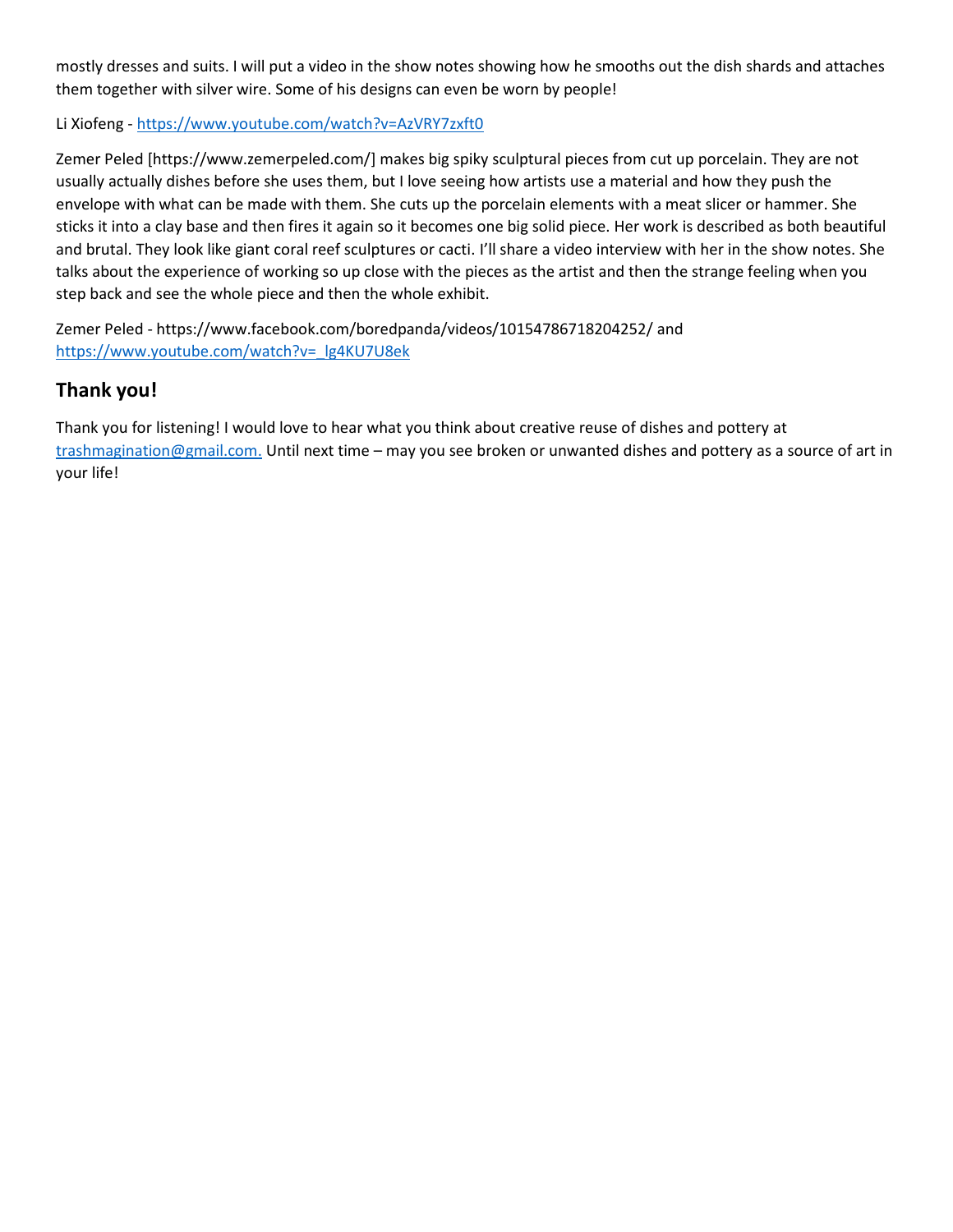mostly dresses and suits. I will put a video in the show notes showing how he smooths out the dish shards and attaches them together with silver wire. Some of his designs can even be worn by people!

Li Xiofeng - https://www.youtube.com/watch?v=AzVRY7zxft0

Zemer Peled [https://www.zemerpeled.com/] makes big spiky sculptural pieces from cut up porcelain. They are not usually actually dishes before she uses them, but I love seeing how artists use a material and how they push the envelope with what can be made with them. She cuts up the porcelain elements with a meat slicer or hammer. She sticks it into a clay base and then fires it again so it becomes one big solid piece. Her work is described as both beautiful and brutal. They look like giant coral reef sculptures or cacti. I'll share a video interview with her in the show notes. She talks about the experience of working so up close with the pieces as the artist and then the strange feeling when you step back and see the whole piece and then the whole exhibit.

Zemer Peled - https://www.facebook.com/boredpanda/videos/10154786718204252/ and https://www.youtube.com/watch?v=_lg4KU7U8ek

## Thank you!

Thank you for listening! I would love to hear what you think about creative reuse of dishes and pottery at trashmagination@gmail.com. Until next time – may you see broken or unwanted dishes and pottery as a source of art in your life!